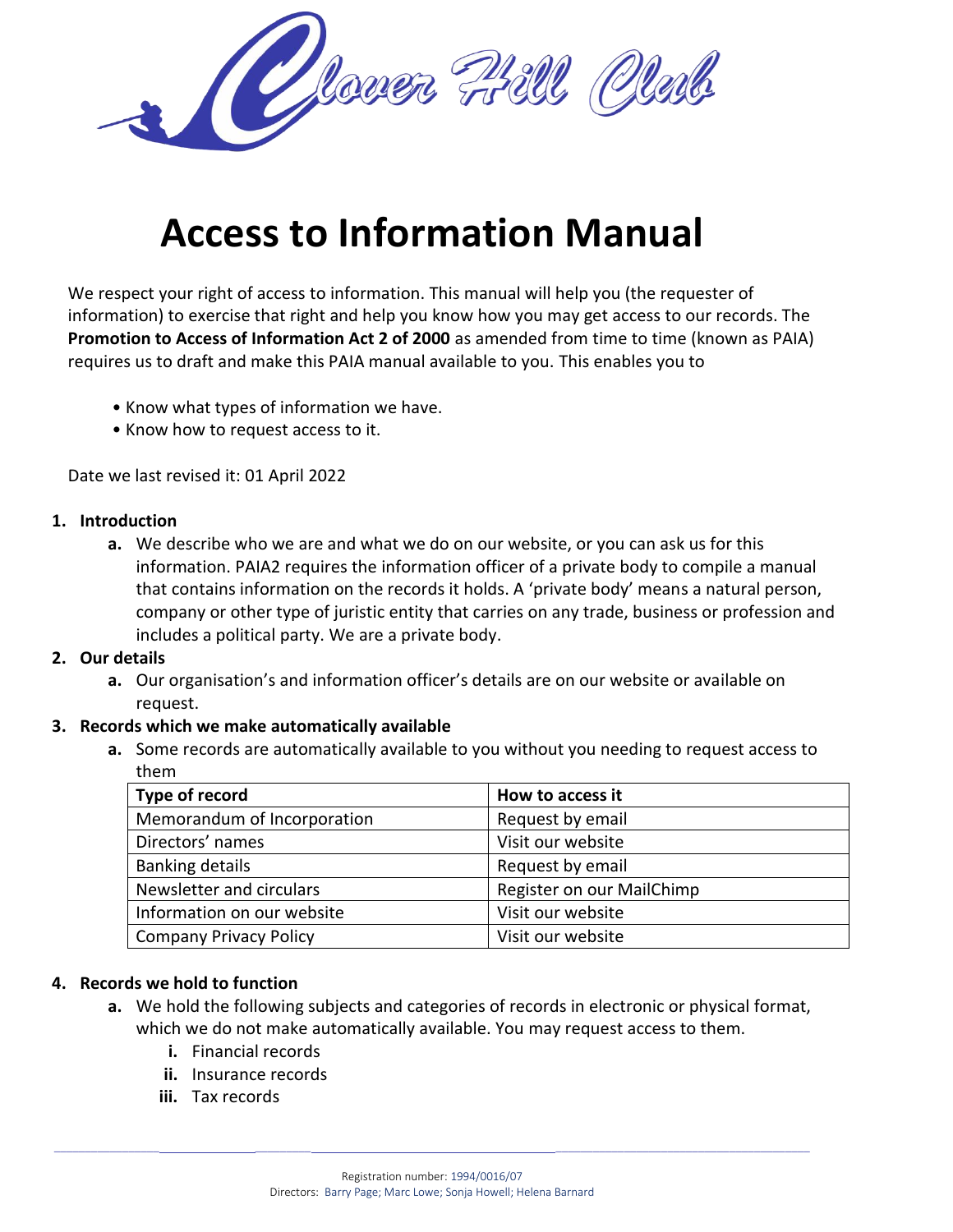Clover Hill Club

# Access to Information Manual

We respect your right of access to information. This manual will help you (the requester of information) to exercise that right and help you know how you may get access to our records. The **Promotion to Access of Information Act 2 of 2000** as amended from time to time (known as PAIA) requires us to draft and make this PAIA manual available to you. This enables you to

- Know what types of information we have.
- Know how to request access to it.

Date we last revised it: 01 April 2022

1. **Introduction**
   - **a.** We describe who we are and what we do on our website, or you can ask us for this information. PAIA2 requires the information officer of a private body to compile a manual that contains information on the records it holds. A 'private body' means a natural person, company or other type of juristic entity that carries on any trade, business or profession and includes a political party. We are a private body.
2. **Our details**
   - **a.** Our organisation's and information officer's details are on our website or available on request.
3. **Records which we make automatically available**
   - **a.** Some records are automatically available to you without you needing to request access to them

| Type of record | How to access it |
|---|---|
| Memorandum of Incorporation | Request by email |
| Directors' names | Visit our website |
| Banking details | Request by email |
| Newsletter and circulars | Register on our MailChimp |
| Information on our website | Visit our website |
| Company Privacy Policy | Visit our website |

4. **Records we hold to function**
   - **a.** We hold the following subjects and categories of records in electronic or physical format, which we do not make automatically available. You may request access to them.
     - **i.** Financial records
     - **ii.** Insurance records
     - **iii.** Tax records

Registration number: 1994/0016/07
Directors: Barry Page; Marc Lowe; Sonja Howell; Helena Barnard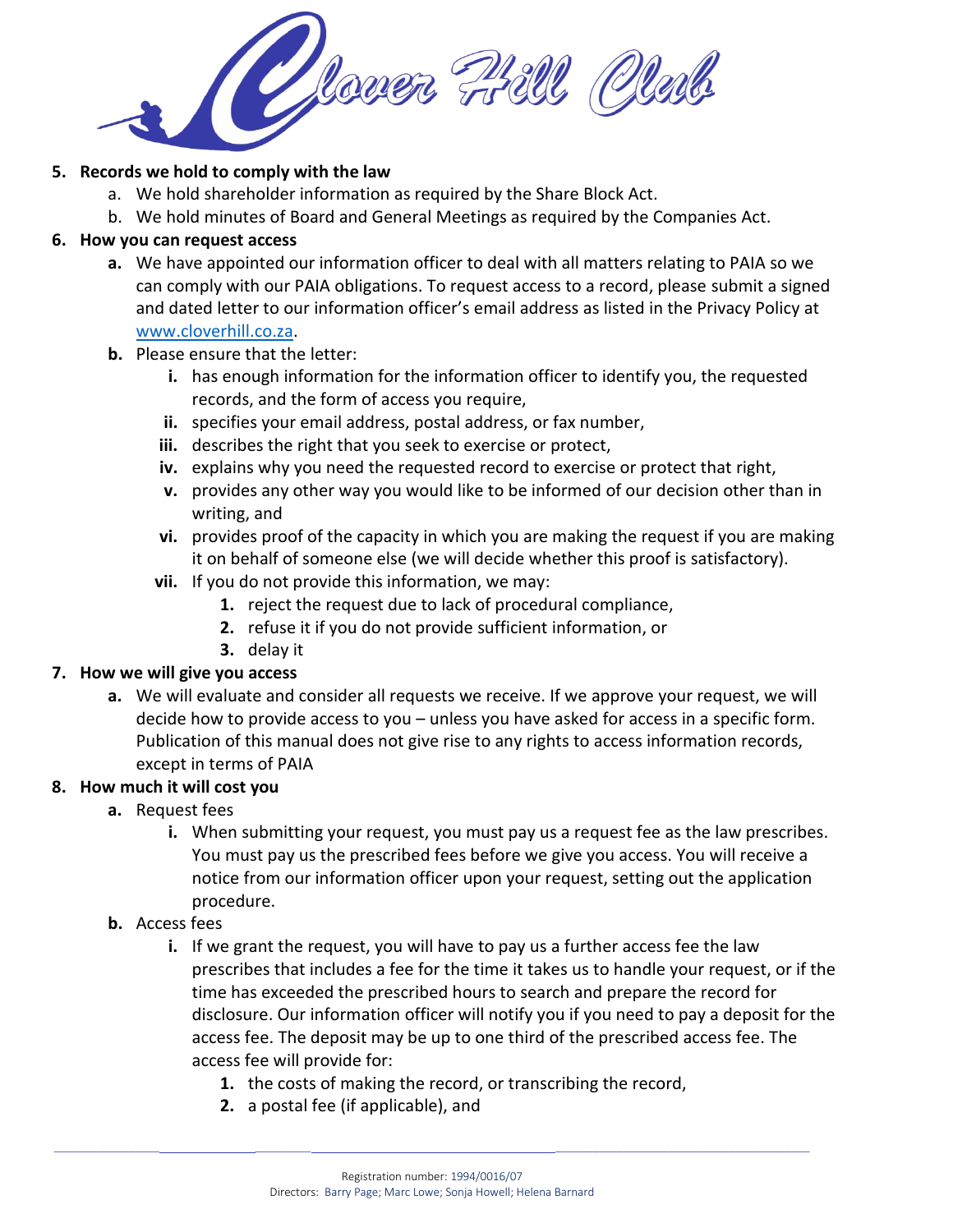5. **Records we hold to comply with the law**
    a. We hold shareholder information as required by the Share Block Act.
    b. We hold minutes of Board and General Meetings as required by the Companies Act.
6. **How you can request access**
    **a.** We have appointed our information officer to deal with all matters relating to PAIA so we can comply with our PAIA obligations. To request access to a record, please submit a signed and dated letter to our information officer's email address as listed in the Privacy Policy at [www.cloverhill.co.za](http://www.cloverhill.co.za).
    **b.** Please ensure that the letter:
        **i.** has enough information for the information officer to identify you, the requested records, and the form of access you require,
        **ii.** specifies your email address, postal address, or fax number,
        **iii.** describes the right that you seek to exercise or protect,
        **iv.** explains why you need the requested record to exercise or protect that right,
        **v.** provides any other way you would like to be informed of our decision other than in writing, and
        **vi.** provides proof of the capacity in which you are making the request if you are making it on behalf of someone else (we will decide whether this proof is satisfactory).
        **vii.** If you do not provide this information, we may:
            **1.** reject the request due to lack of procedural compliance,
            **2.** refuse it if you do not provide sufficient information, or
            **3.** delay it
7. **How we will give you access**
    **a.** We will evaluate and consider all requests we receive. If we approve your request, we will decide how to provide access to you – unless you have asked for access in a specific form. Publication of this manual does not give rise to any rights to access information records, except in terms of PAIA
8. **How much it will cost you**
    **a.** Request fees
        **i.** When submitting your request, you must pay us a request fee as the law prescribes. You must pay us the prescribed fees before we give you access. You will receive a notice from our information officer upon your request, setting out the application procedure.
    **b.** Access fees
        **i.** If we grant the request, you will have to pay us a further access fee the law prescribes that includes a fee for the time it takes us to handle your request, or if the time has exceeded the prescribed hours to search and prepare the record for disclosure. Our information officer will notify you if you need to pay a deposit for the access fee. The deposit may be up to one third of the prescribed access fee. The access fee will provide for:
            **1.** the costs of making the record, or transcribing the record,
            **2.** a postal fee (if applicable), and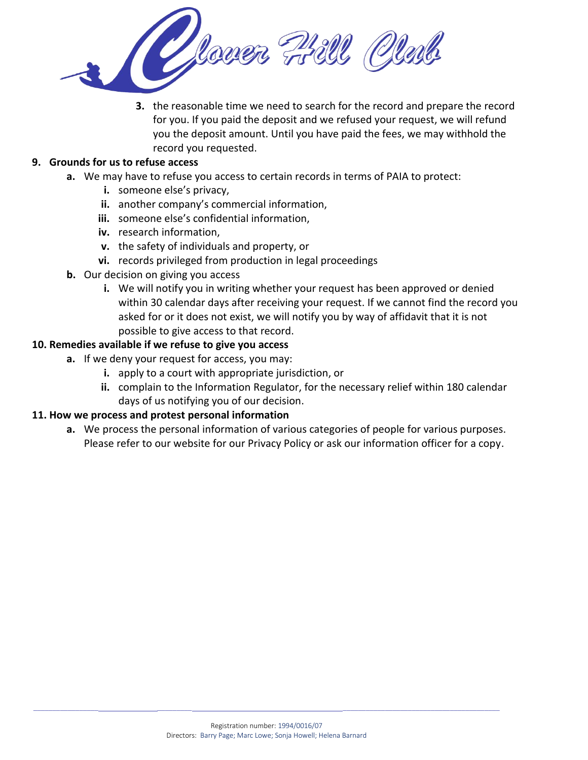3. the reasonable time we need to search for the record and prepare the record for you. If you paid the deposit and we refused your request, we will refund you the deposit amount. Until you have paid the fees, we may withhold the record you requested.

**9. Grounds for us to refuse access**

a. We may have to refuse you access to certain records in terms of PAIA to protect:
   i. someone else's privacy,
   ii. another company's commercial information,
   iii. someone else's confidential information,
   iv. research information,
   v. the safety of individuals and property, or
   vi. records privileged from production in legal proceedings

b. Our decision on giving you access
   i. We will notify you in writing whether your request has been approved or denied within 30 calendar days after receiving your request. If we cannot find the record you asked for or it does not exist, we will notify you by way of affidavit that it is not possible to give access to that record.

**10. Remedies available if we refuse to give you access**

a. If we deny your request for access, you may:
   i. apply to a court with appropriate jurisdiction, or
   ii. complain to the Information Regulator, for the necessary relief within 180 calendar days of us notifying you of our decision.

**11. How we process and protest personal information**

a. We process the personal information of various categories of people for various purposes. Please refer to our website for our Privacy Policy or ask our information officer for a copy.